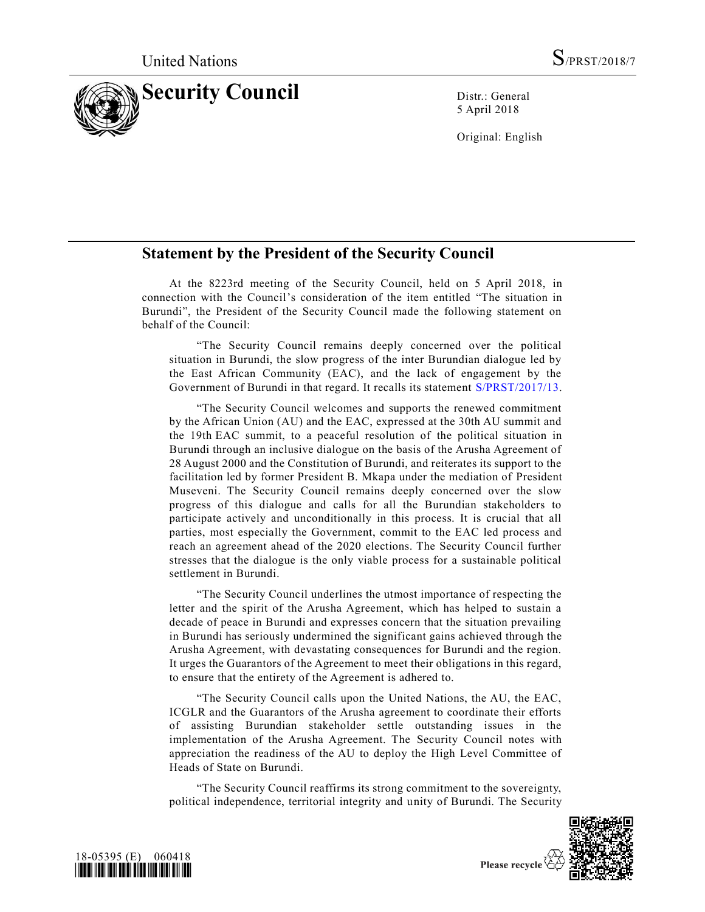United Nations S/PRST/2018/7

# Security Council

Distr.: General
5 April 2018

Original: English

## Statement by the President of the Security Council

At the 8223rd meeting of the Security Council, held on 5 April 2018, in connection with the Council's consideration of the item entitled "The situation in Burundi", the President of the Security Council made the following statement on behalf of the Council:

"The Security Council remains deeply concerned over the political situation in Burundi, the slow progress of the inter Burundian dialogue led by the East African Community (EAC), and the lack of engagement by the Government of Burundi in that regard. It recalls its statement S/PRST/2017/13.

"The Security Council welcomes and supports the renewed commitment by the African Union (AU) and the EAC, expressed at the 30th AU summit and the 19th EAC summit, to a peaceful resolution of the political situation in Burundi through an inclusive dialogue on the basis of the Arusha Agreement of 28 August 2000 and the Constitution of Burundi, and reiterates its support to the facilitation led by former President B. Mkapa under the mediation of President Museveni. The Security Council remains deeply concerned over the slow progress of this dialogue and calls for all the Burundian stakeholders to participate actively and unconditionally in this process. It is crucial that all parties, most especially the Government, commit to the EAC led process and reach an agreement ahead of the 2020 elections. The Security Council further stresses that the dialogue is the only viable process for a sustainable political settlement in Burundi.

"The Security Council underlines the utmost importance of respecting the letter and the spirit of the Arusha Agreement, which has helped to sustain a decade of peace in Burundi and expresses concern that the situation prevailing in Burundi has seriously undermined the significant gains achieved through the Arusha Agreement, with devastating consequences for Burundi and the region. It urges the Guarantors of the Agreement to meet their obligations in this regard, to ensure that the entirety of the Agreement is adhered to.

"The Security Council calls upon the United Nations, the AU, the EAC, ICGLR and the Guarantors of the Arusha agreement to coordinate their efforts of assisting Burundian stakeholder settle outstanding issues in the implementation of the Arusha Agreement. The Security Council notes with appreciation the readiness of the AU to deploy the High Level Committee of Heads of State on Burundi.

"The Security Council reaffirms its strong commitment to the sovereignty, political independence, territorial integrity and unity of Burundi. The Security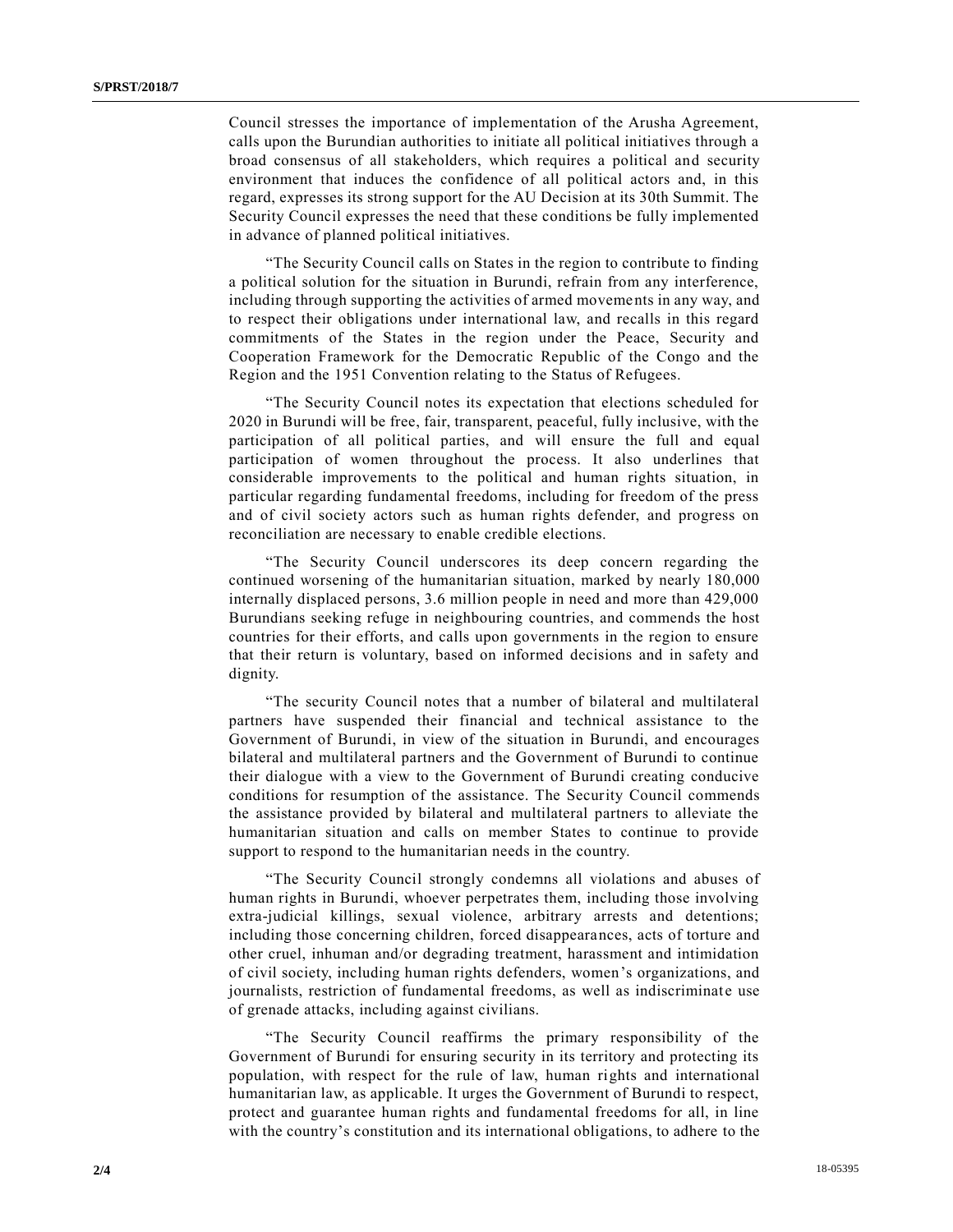Council stresses the importance of implementation of the Arusha Agreement, calls upon the Burundian authorities to initiate all political initiatives through a broad consensus of all stakeholders, which requires a political and security environment that induces the confidence of all political actors and, in this regard, expresses its strong support for the AU Decision at its 30th Summit. The Security Council expresses the need that these conditions be fully implemented in advance of planned political initiatives.

"The Security Council calls on States in the region to contribute to finding a political solution for the situation in Burundi, refrain from any interference, including through supporting the activities of armed movements in any way, and to respect their obligations under international law, and recalls in this regard commitments of the States in the region under the Peace, Security and Cooperation Framework for the Democratic Republic of the Congo and the Region and the 1951 Convention relating to the Status of Refugees.

"The Security Council notes its expectation that elections scheduled for 2020 in Burundi will be free, fair, transparent, peaceful, fully inclusive, with the participation of all political parties, and will ensure the full and equal participation of women throughout the process. It also underlines that considerable improvements to the political and human rights situation, in particular regarding fundamental freedoms, including for freedom of the press and of civil society actors such as human rights defender, and progress on reconciliation are necessary to enable credible elections.

"The Security Council underscores its deep concern regarding the continued worsening of the humanitarian situation, marked by nearly 180,000 internally displaced persons, 3.6 million people in need and more than 429,000 Burundians seeking refuge in neighbouring countries, and commends the host countries for their efforts, and calls upon governments in the region to ensure that their return is voluntary, based on informed decisions and in safety and dignity.

"The security Council notes that a number of bilateral and multilateral partners have suspended their financial and technical assistance to the Government of Burundi, in view of the situation in Burundi, and encourages bilateral and multilateral partners and the Government of Burundi to continue their dialogue with a view to the Government of Burundi creating conducive conditions for resumption of the assistance. The Security Council commends the assistance provided by bilateral and multilateral partners to alleviate the humanitarian situation and calls on member States to continue to provide support to respond to the humanitarian needs in the country.

"The Security Council strongly condemns all violations and abuses of human rights in Burundi, whoever perpetrates them, including those involving extra-judicial killings, sexual violence, arbitrary arrests and detentions; including those concerning children, forced disappearances, acts of torture and other cruel, inhuman and/or degrading treatment, harassment and intimidation of civil society, including human rights defenders, women's organizations, and journalists, restriction of fundamental freedoms, as well as indiscriminate use of grenade attacks, including against civilians.

"The Security Council reaffirms the primary responsibility of the Government of Burundi for ensuring security in its territory and protecting its population, with respect for the rule of law, human rights and international humanitarian law, as applicable. It urges the Government of Burundi to respect, protect and guarantee human rights and fundamental freedoms for all, in line with the country's constitution and its international obligations, to adhere to the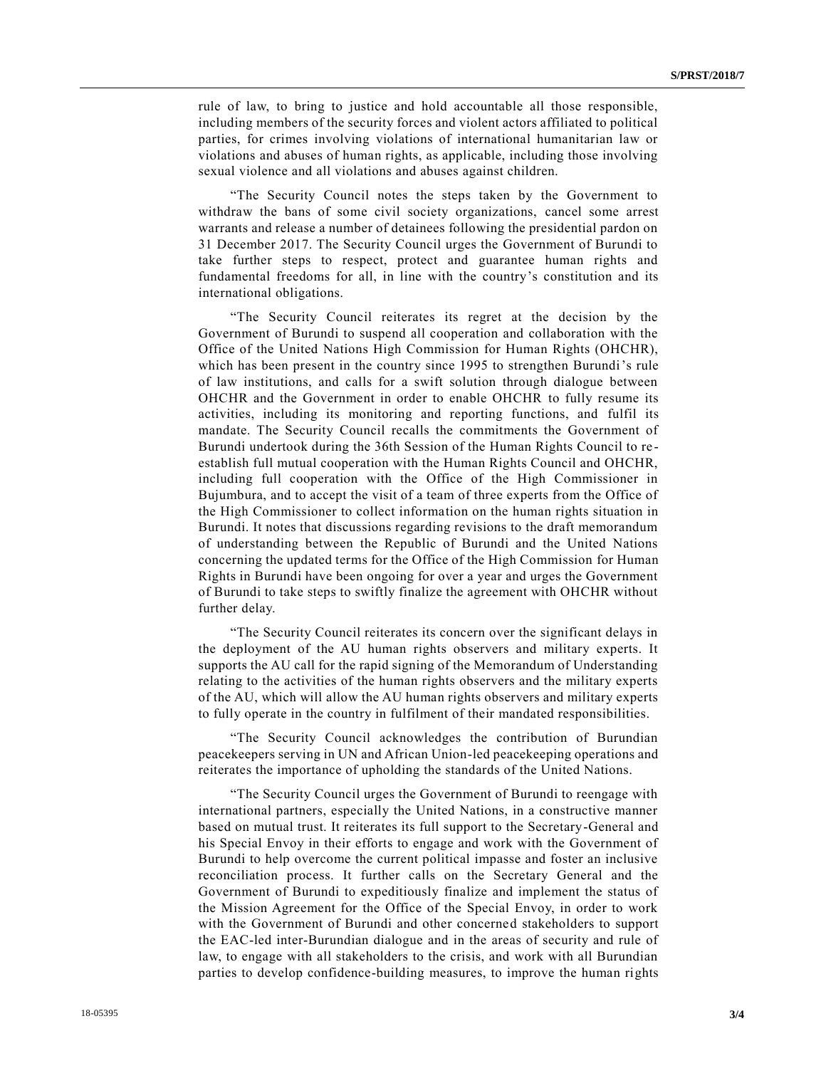rule of law, to bring to justice and hold accountable all those responsible, including members of the security forces and violent actors affiliated to political parties, for crimes involving violations of international humanitarian law or violations and abuses of human rights, as applicable, including those involving sexual violence and all violations and abuses against children.

"The Security Council notes the steps taken by the Government to withdraw the bans of some civil society organizations, cancel some arrest warrants and release a number of detainees following the presidential pardon on 31 December 2017. The Security Council urges the Government of Burundi to take further steps to respect, protect and guarantee human rights and fundamental freedoms for all, in line with the country's constitution and its international obligations.

"The Security Council reiterates its regret at the decision by the Government of Burundi to suspend all cooperation and collaboration with the Office of the United Nations High Commission for Human Rights (OHCHR), which has been present in the country since 1995 to strengthen Burundi's rule of law institutions, and calls for a swift solution through dialogue between OHCHR and the Government in order to enable OHCHR to fully resume its activities, including its monitoring and reporting functions, and fulfil its mandate. The Security Council recalls the commitments the Government of Burundi undertook during the 36th Session of the Human Rights Council to re-establish full mutual cooperation with the Human Rights Council and OHCHR, including full cooperation with the Office of the High Commissioner in Bujumbura, and to accept the visit of a team of three experts from the Office of the High Commissioner to collect information on the human rights situation in Burundi. It notes that discussions regarding revisions to the draft memorandum of understanding between the Republic of Burundi and the United Nations concerning the updated terms for the Office of the High Commission for Human Rights in Burundi have been ongoing for over a year and urges the Government of Burundi to take steps to swiftly finalize the agreement with OHCHR without further delay.

"The Security Council reiterates its concern over the significant delays in the deployment of the AU human rights observers and military experts. It supports the AU call for the rapid signing of the Memorandum of Understanding relating to the activities of the human rights observers and the military experts of the AU, which will allow the AU human rights observers and military experts to fully operate in the country in fulfilment of their mandated responsibilities.

"The Security Council acknowledges the contribution of Burundian peacekeepers serving in UN and African Union-led peacekeeping operations and reiterates the importance of upholding the standards of the United Nations.

"The Security Council urges the Government of Burundi to reengage with international partners, especially the United Nations, in a constructive manner based on mutual trust. It reiterates its full support to the Secretary-General and his Special Envoy in their efforts to engage and work with the Government of Burundi to help overcome the current political impasse and foster an inclusive reconciliation process. It further calls on the Secretary General and the Government of Burundi to expeditiously finalize and implement the status of the Mission Agreement for the Office of the Special Envoy, in order to work with the Government of Burundi and other concerned stakeholders to support the EAC-led inter-Burundian dialogue and in the areas of security and rule of law, to engage with all stakeholders to the crisis, and work with all Burundian parties to develop confidence-building measures, to improve the human rights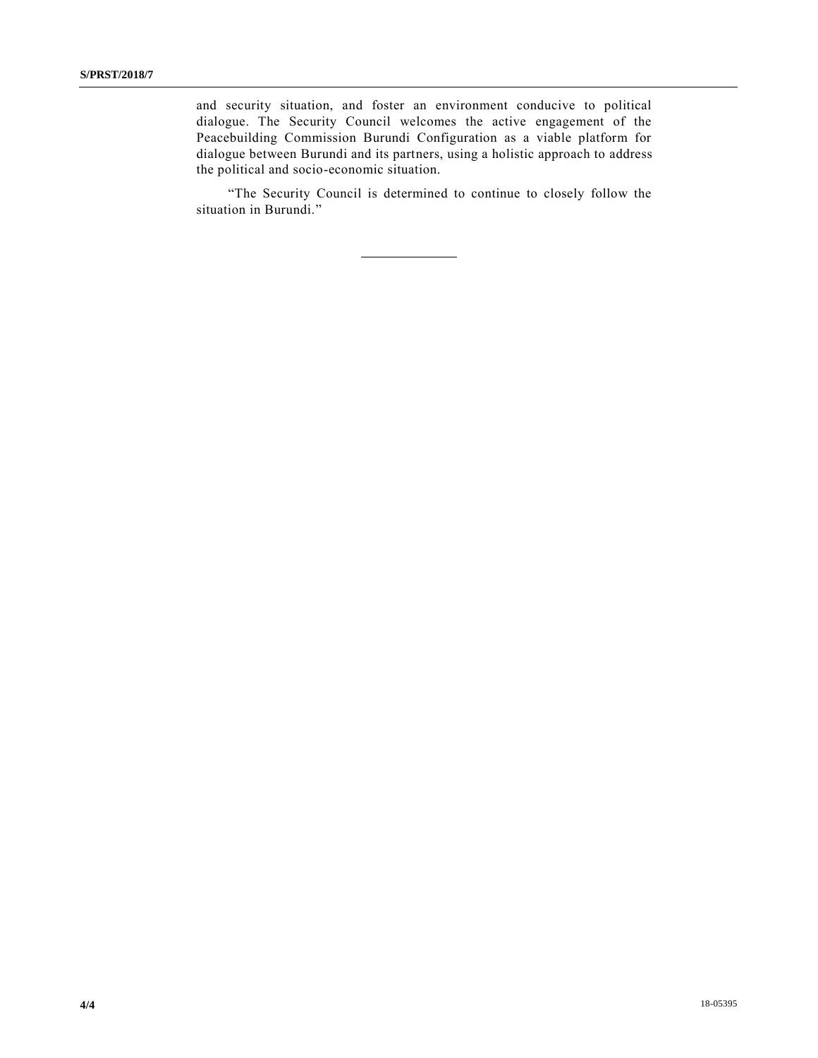and security situation, and foster an environment conducive to political dialogue. The Security Council welcomes the active engagement of the Peacebuilding Commission Burundi Configuration as a viable platform for dialogue between Burundi and its partners, using a holistic approach to address the political and socio-economic situation.

"The Security Council is determined to continue to closely follow the situation in Burundi."